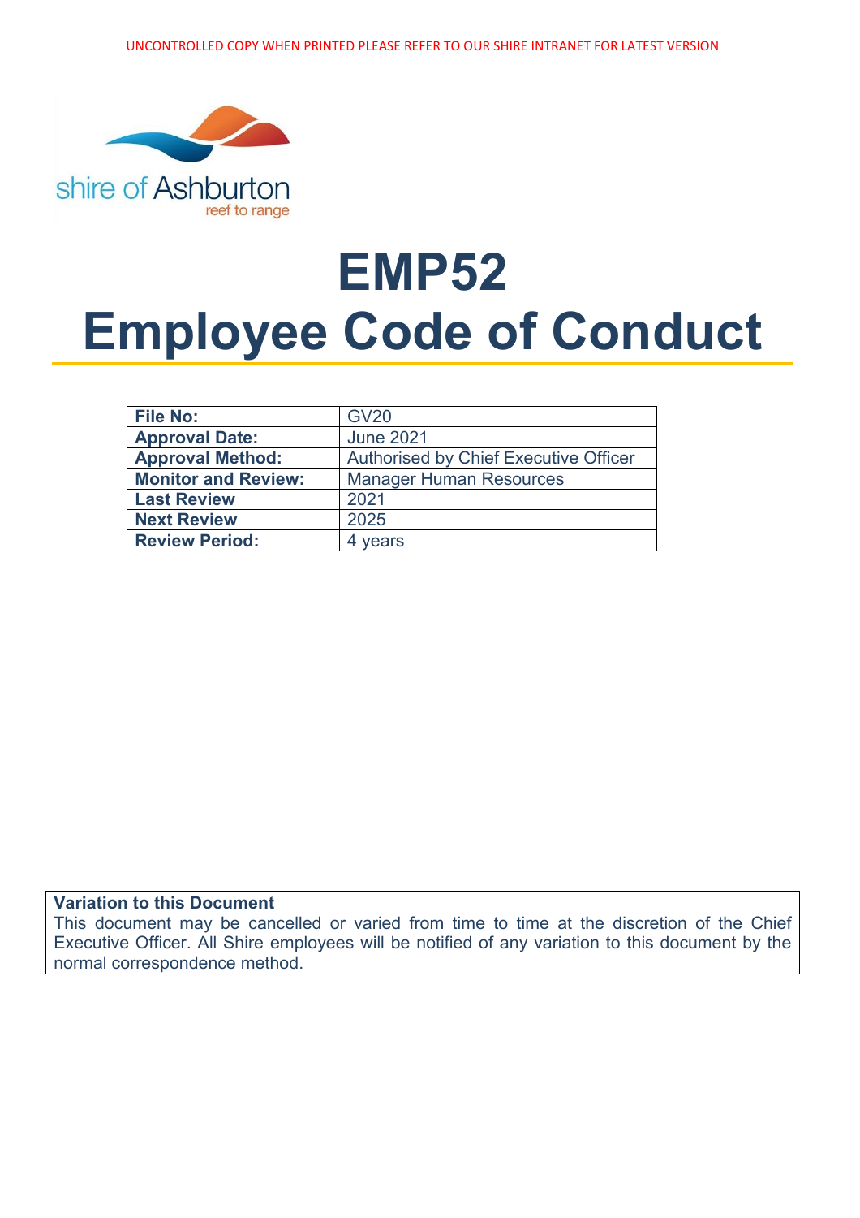UNCONTROLLED COPY WHEN PRINTED PLEASE REFER TO OUR SHIRE INTRANET FOR LATEST VERSION

shire of Ashburton
reef to range

# EMP52
# Employee Code of Conduct

| File No: | GV20 |
|---|---|
| Approval Date: | June 2021 |
| Approval Method: | Authorised by Chief Executive Officer |
| Monitor and Review: | Manager Human Resources |
| Last Review | 2021 |
| Next Review | 2025 |
| Review Period: | 4 years |

**Variation to this Document**
This document may be cancelled or varied from time to time at the discretion of the Chief Executive Officer. All Shire employees will be notified of any variation to this document by the normal correspondence method.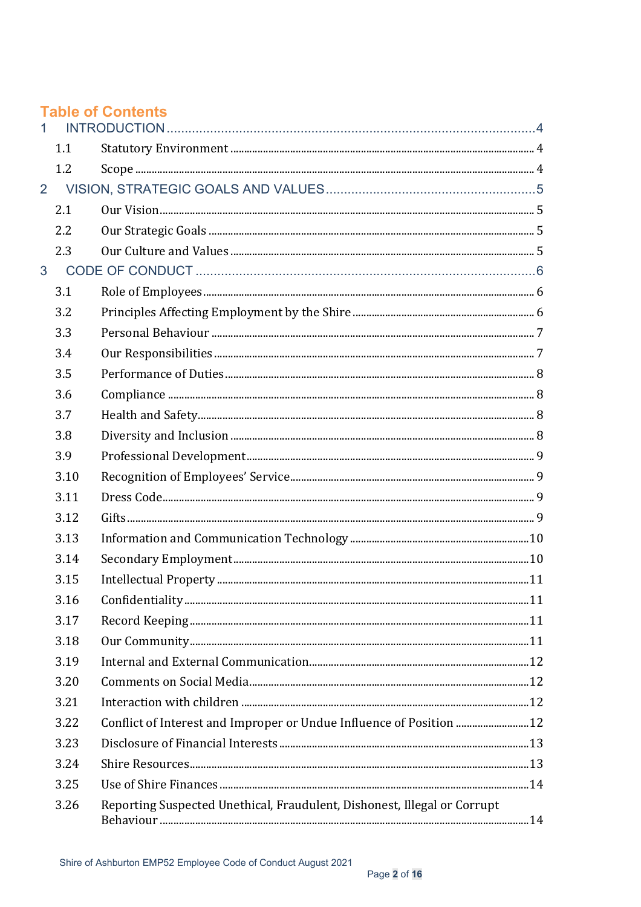# Table of Contents

1 INTRODUCTION ..... 4
- 1.1 Statutory Environment ..... 4
- 1.2 Scope ..... 4

2 VISION, STRATEGIC GOALS AND VALUES ..... 5
- 2.1 Our Vision ..... 5
- 2.2 Our Strategic Goals ..... 5
- 2.3 Our Culture and Values ..... 5

3 CODE OF CONDUCT ..... 6
- 3.1 Role of Employees ..... 6
- 3.2 Principles Affecting Employment by the Shire ..... 6
- 3.3 Personal Behaviour ..... 7
- 3.4 Our Responsibilities ..... 7
- 3.5 Performance of Duties ..... 8
- 3.6 Compliance ..... 8
- 3.7 Health and Safety ..... 8
- 3.8 Diversity and Inclusion ..... 8
- 3.9 Professional Development ..... 9
- 3.10 Recognition of Employees' Service ..... 9
- 3.11 Dress Code ..... 9
- 3.12 Gifts ..... 9
- 3.13 Information and Communication Technology ..... 10
- 3.14 Secondary Employment ..... 10
- 3.15 Intellectual Property ..... 11
- 3.16 Confidentiality ..... 11
- 3.17 Record Keeping ..... 11
- 3.18 Our Community ..... 11
- 3.19 Internal and External Communication ..... 12
- 3.20 Comments on Social Media ..... 12
- 3.21 Interaction with children ..... 12
- 3.22 Conflict of Interest and Improper or Undue Influence of Position ..... 12
- 3.23 Disclosure of Financial Interests ..... 13
- 3.24 Shire Resources ..... 13
- 3.25 Use of Shire Finances ..... 14
- 3.26 Reporting Suspected Unethical, Fraudulent, Dishonest, Illegal or Corrupt Behaviour ..... 14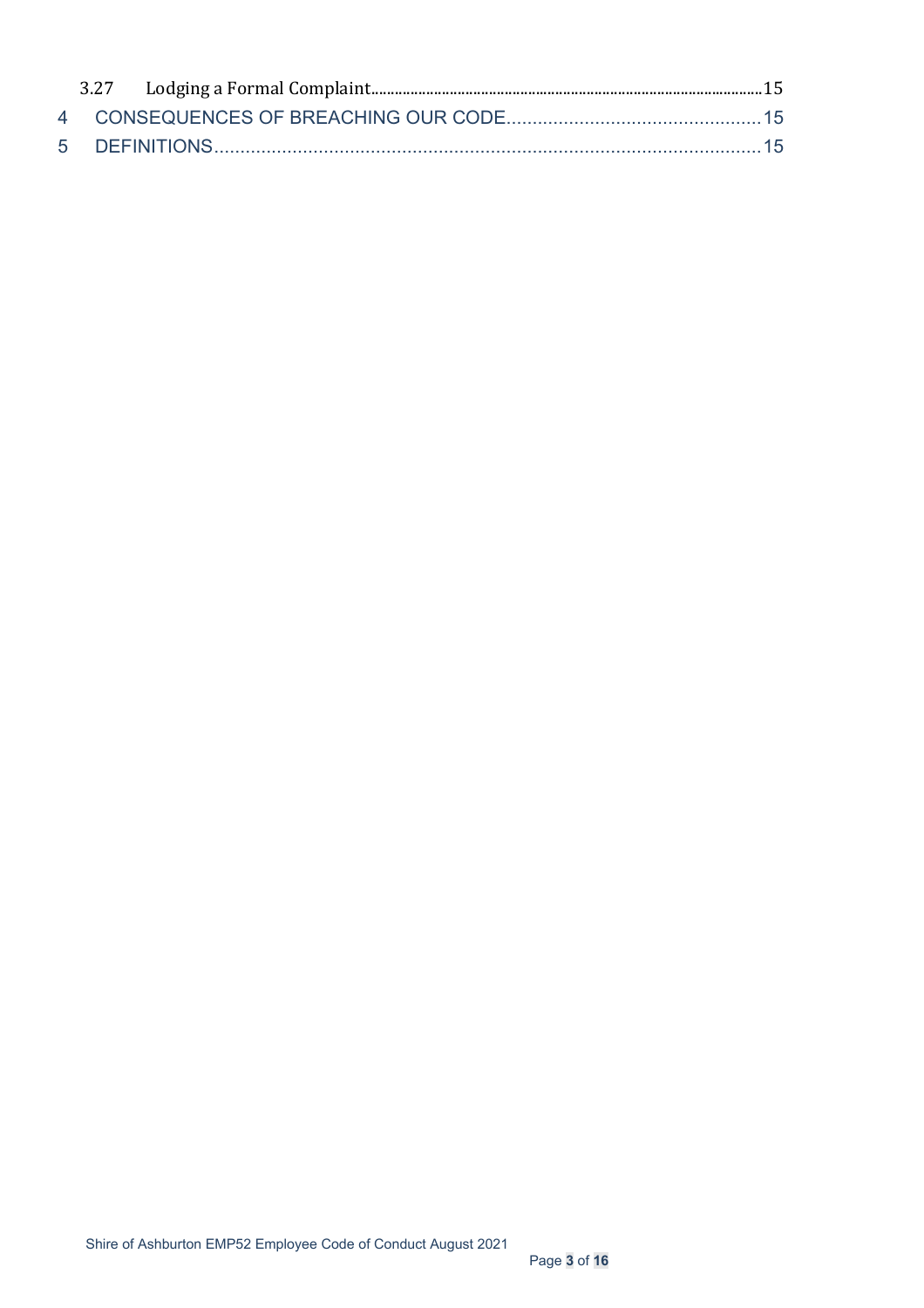3.27 Lodging a Formal Complaint......................................................................................................15

4 CONSEQUENCES OF BREACHING OUR CODE................................................15

5 DEFINITIONS........................................................................................................15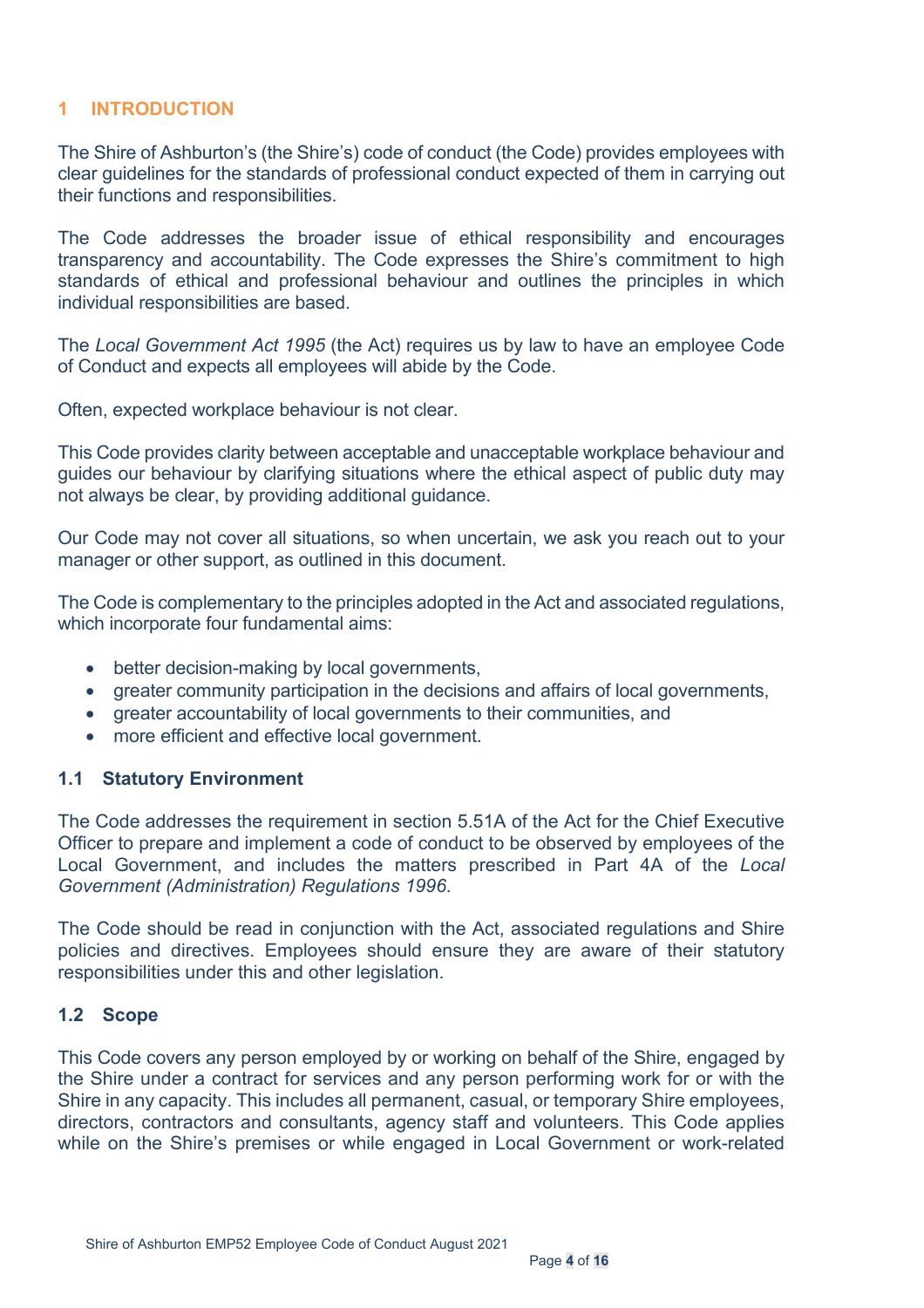## 1 INTRODUCTION

The Shire of Ashburton's (the Shire's) code of conduct (the Code) provides employees with clear guidelines for the standards of professional conduct expected of them in carrying out their functions and responsibilities.

The Code addresses the broader issue of ethical responsibility and encourages transparency and accountability. The Code expresses the Shire's commitment to high standards of ethical and professional behaviour and outlines the principles in which individual responsibilities are based.

The *Local Government Act 1995* (the Act) requires us by law to have an employee Code of Conduct and expects all employees will abide by the Code.

Often, expected workplace behaviour is not clear.

This Code provides clarity between acceptable and unacceptable workplace behaviour and guides our behaviour by clarifying situations where the ethical aspect of public duty may not always be clear, by providing additional guidance.

Our Code may not cover all situations, so when uncertain, we ask you reach out to your manager or other support, as outlined in this document.

The Code is complementary to the principles adopted in the Act and associated regulations, which incorporate four fundamental aims:

- better decision-making by local governments,
- greater community participation in the decisions and affairs of local governments,
- greater accountability of local governments to their communities, and
- more efficient and effective local government.

### 1.1 Statutory Environment

The Code addresses the requirement in section 5.51A of the Act for the Chief Executive Officer to prepare and implement a code of conduct to be observed by employees of the Local Government, and includes the matters prescribed in Part 4A of the *Local Government (Administration) Regulations 1996*.

The Code should be read in conjunction with the Act, associated regulations and Shire policies and directives. Employees should ensure they are aware of their statutory responsibilities under this and other legislation.

### 1.2 Scope

This Code covers any person employed by or working on behalf of the Shire, engaged by the Shire under a contract for services and any person performing work for or with the Shire in any capacity. This includes all permanent, casual, or temporary Shire employees, directors, contractors and consultants, agency staff and volunteers. This Code applies while on the Shire's premises or while engaged in Local Government or work-related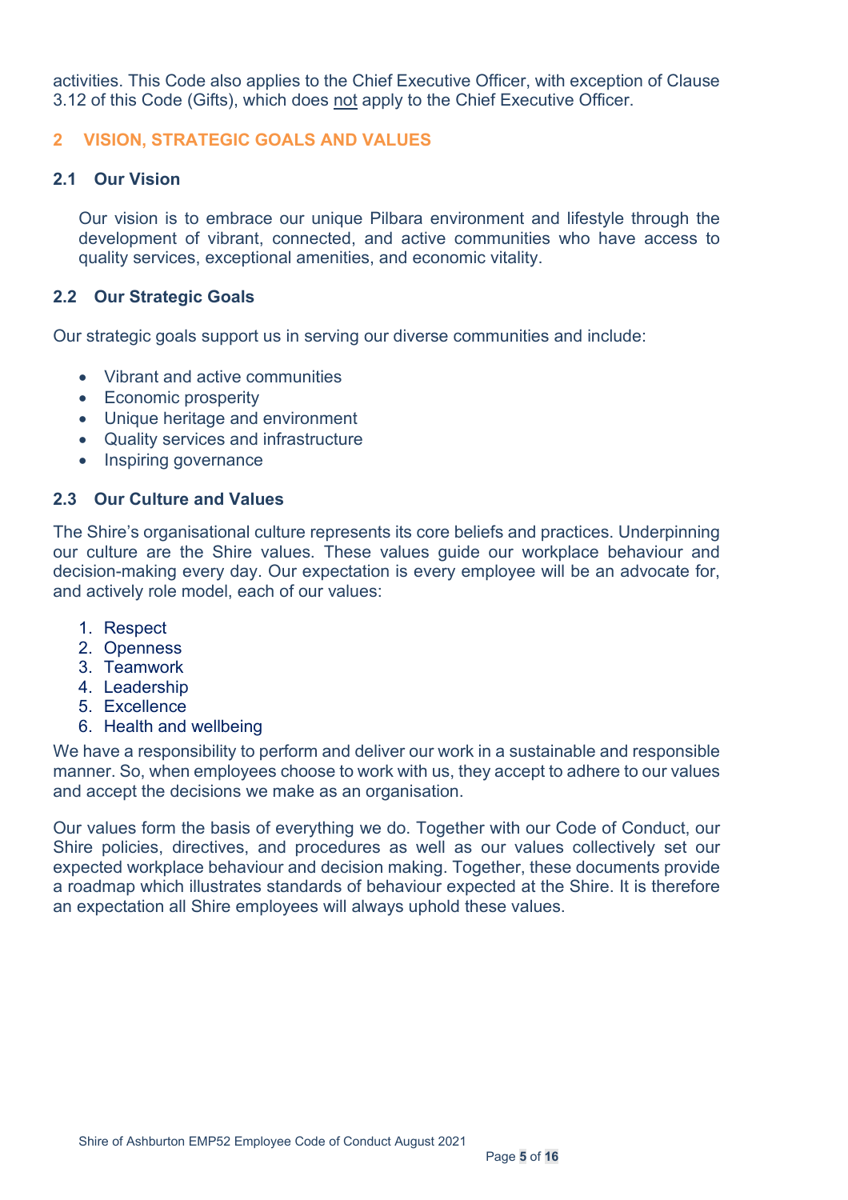activities. This Code also applies to the Chief Executive Officer, with exception of Clause 3.12 of this Code (Gifts), which does not apply to the Chief Executive Officer.

## 2 VISION, STRATEGIC GOALS AND VALUES

### 2.1 Our Vision

Our vision is to embrace our unique Pilbara environment and lifestyle through the development of vibrant, connected, and active communities who have access to quality services, exceptional amenities, and economic vitality.

### 2.2 Our Strategic Goals

Our strategic goals support us in serving our diverse communities and include:

- Vibrant and active communities
- Economic prosperity
- Unique heritage and environment
- Quality services and infrastructure
- Inspiring governance

### 2.3 Our Culture and Values

The Shire's organisational culture represents its core beliefs and practices. Underpinning our culture are the Shire values. These values guide our workplace behaviour and decision-making every day. Our expectation is every employee will be an advocate for, and actively role model, each of our values:

1. Respect
2. Openness
3. Teamwork
4. Leadership
5. Excellence
6. Health and wellbeing

We have a responsibility to perform and deliver our work in a sustainable and responsible manner. So, when employees choose to work with us, they accept to adhere to our values and accept the decisions we make as an organisation.

Our values form the basis of everything we do. Together with our Code of Conduct, our Shire policies, directives, and procedures as well as our values collectively set our expected workplace behaviour and decision making. Together, these documents provide a roadmap which illustrates standards of behaviour expected at the Shire. It is therefore an expectation all Shire employees will always uphold these values.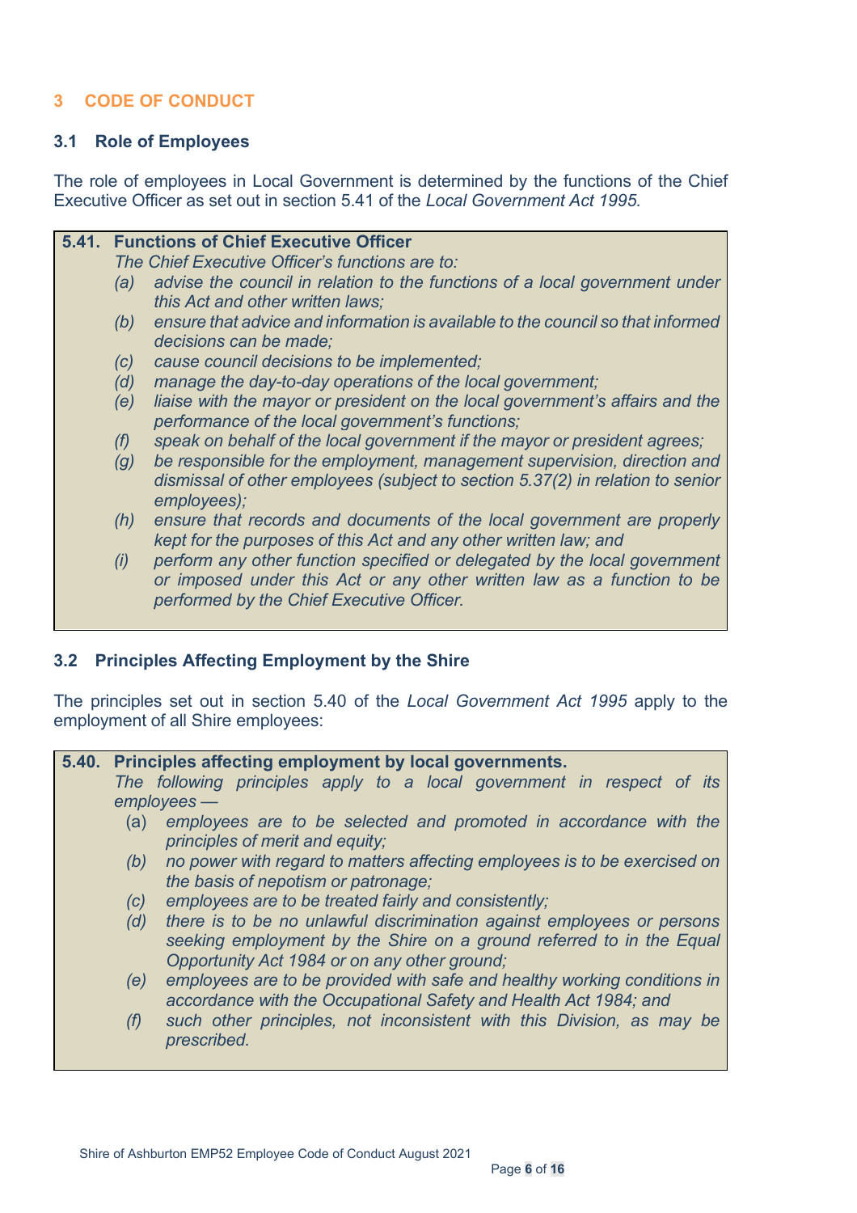## 3 CODE OF CONDUCT

### 3.1 Role of Employees

The role of employees in Local Government is determined by the functions of the Chief Executive Officer as set out in section 5.41 of the *Local Government Act 1995.*

> **5.41. Functions of Chief Executive Officer**
>
> *The Chief Executive Officer's functions are to:*
>
> *(a) advise the council in relation to the functions of a local government under this Act and other written laws;*
>
> *(b) ensure that advice and information is available to the council so that informed decisions can be made;*
>
> *(c) cause council decisions to be implemented;*
>
> *(d) manage the day-to-day operations of the local government;*
>
> *(e) liaise with the mayor or president on the local government's affairs and the performance of the local government's functions;*
>
> *(f) speak on behalf of the local government if the mayor or president agrees;*
>
> *(g) be responsible for the employment, management supervision, direction and dismissal of other employees (subject to section 5.37(2) in relation to senior employees);*
>
> *(h) ensure that records and documents of the local government are properly kept for the purposes of this Act and any other written law; and*
>
> *(i) perform any other function specified or delegated by the local government or imposed under this Act or any other written law as a function to be performed by the Chief Executive Officer.*

### 3.2 Principles Affecting Employment by the Shire

The principles set out in section 5.40 of the *Local Government Act 1995* apply to the employment of all Shire employees:

> **5.40. Principles affecting employment by local governments.**
>
> *The following principles apply to a local government in respect of its employees —*
>
> (a) *employees are to be selected and promoted in accordance with the principles of merit and equity;*
>
> *(b) no power with regard to matters affecting employees is to be exercised on the basis of nepotism or patronage;*
>
> *(c) employees are to be treated fairly and consistently;*
>
> *(d) there is to be no unlawful discrimination against employees or persons seeking employment by the Shire on a ground referred to in the Equal Opportunity Act 1984 or on any other ground;*
>
> *(e) employees are to be provided with safe and healthy working conditions in accordance with the Occupational Safety and Health Act 1984; and*
>
> *(f) such other principles, not inconsistent with this Division, as may be prescribed.*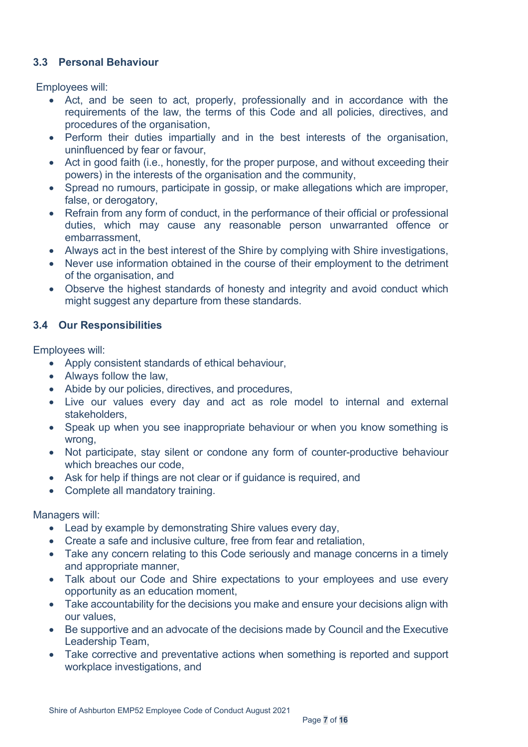### 3.3 Personal Behaviour

Employees will:

- Act, and be seen to act, properly, professionally and in accordance with the requirements of the law, the terms of this Code and all policies, directives, and procedures of the organisation,
- Perform their duties impartially and in the best interests of the organisation, uninfluenced by fear or favour,
- Act in good faith (i.e., honestly, for the proper purpose, and without exceeding their powers) in the interests of the organisation and the community,
- Spread no rumours, participate in gossip, or make allegations which are improper, false, or derogatory,
- Refrain from any form of conduct, in the performance of their official or professional duties, which may cause any reasonable person unwarranted offence or embarrassment,
- Always act in the best interest of the Shire by complying with Shire investigations,
- Never use information obtained in the course of their employment to the detriment of the organisation, and
- Observe the highest standards of honesty and integrity and avoid conduct which might suggest any departure from these standards.

### 3.4 Our Responsibilities

Employees will:

- Apply consistent standards of ethical behaviour,
- Always follow the law,
- Abide by our policies, directives, and procedures,
- Live our values every day and act as role model to internal and external stakeholders,
- Speak up when you see inappropriate behaviour or when you know something is wrong,
- Not participate, stay silent or condone any form of counter-productive behaviour which breaches our code,
- Ask for help if things are not clear or if guidance is required, and
- Complete all mandatory training.

Managers will:

- Lead by example by demonstrating Shire values every day,
- Create a safe and inclusive culture, free from fear and retaliation,
- Take any concern relating to this Code seriously and manage concerns in a timely and appropriate manner,
- Talk about our Code and Shire expectations to your employees and use every opportunity as an education moment,
- Take accountability for the decisions you make and ensure your decisions align with our values,
- Be supportive and an advocate of the decisions made by Council and the Executive Leadership Team,
- Take corrective and preventative actions when something is reported and support workplace investigations, and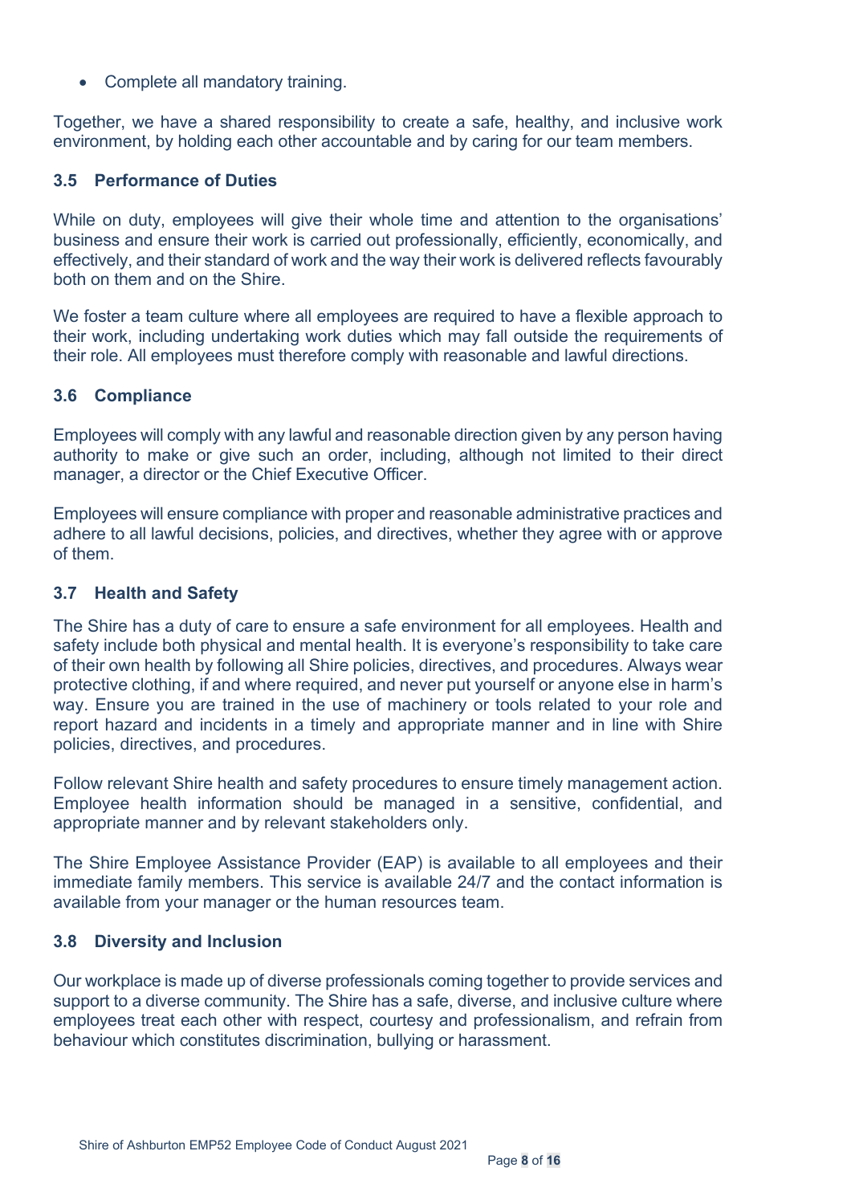- Complete all mandatory training.

Together, we have a shared responsibility to create a safe, healthy, and inclusive work environment, by holding each other accountable and by caring for our team members.

### 3.5 Performance of Duties

While on duty, employees will give their whole time and attention to the organisations' business and ensure their work is carried out professionally, efficiently, economically, and effectively, and their standard of work and the way their work is delivered reflects favourably both on them and on the Shire.

We foster a team culture where all employees are required to have a flexible approach to their work, including undertaking work duties which may fall outside the requirements of their role. All employees must therefore comply with reasonable and lawful directions.

### 3.6 Compliance

Employees will comply with any lawful and reasonable direction given by any person having authority to make or give such an order, including, although not limited to their direct manager, a director or the Chief Executive Officer.

Employees will ensure compliance with proper and reasonable administrative practices and adhere to all lawful decisions, policies, and directives, whether they agree with or approve of them.

### 3.7 Health and Safety

The Shire has a duty of care to ensure a safe environment for all employees. Health and safety include both physical and mental health. It is everyone's responsibility to take care of their own health by following all Shire policies, directives, and procedures. Always wear protective clothing, if and where required, and never put yourself or anyone else in harm's way. Ensure you are trained in the use of machinery or tools related to your role and report hazard and incidents in a timely and appropriate manner and in line with Shire policies, directives, and procedures.

Follow relevant Shire health and safety procedures to ensure timely management action. Employee health information should be managed in a sensitive, confidential, and appropriate manner and by relevant stakeholders only.

The Shire Employee Assistance Provider (EAP) is available to all employees and their immediate family members. This service is available 24/7 and the contact information is available from your manager or the human resources team.

### 3.8 Diversity and Inclusion

Our workplace is made up of diverse professionals coming together to provide services and support to a diverse community. The Shire has a safe, diverse, and inclusive culture where employees treat each other with respect, courtesy and professionalism, and refrain from behaviour which constitutes discrimination, bullying or harassment.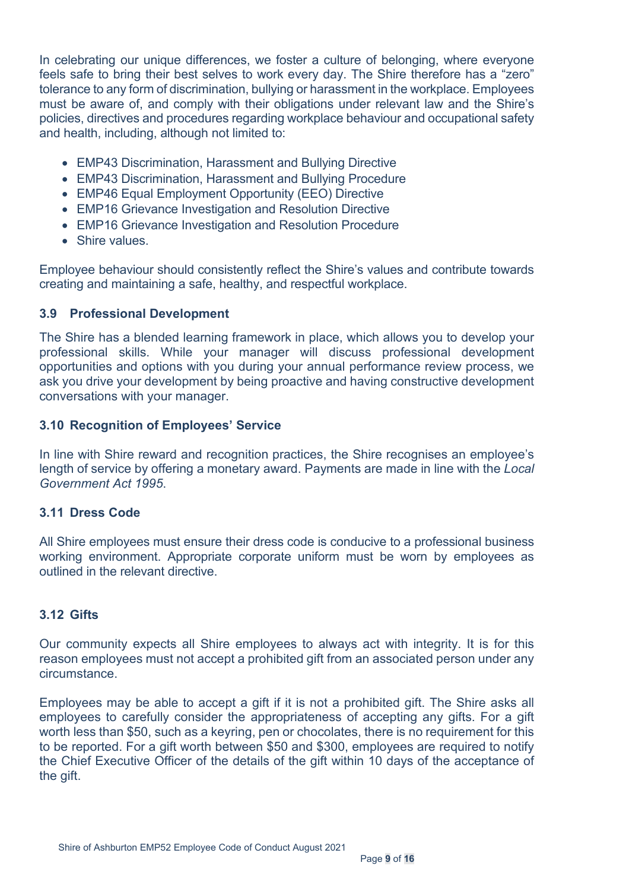In celebrating our unique differences, we foster a culture of belonging, where everyone feels safe to bring their best selves to work every day. The Shire therefore has a "zero" tolerance to any form of discrimination, bullying or harassment in the workplace. Employees must be aware of, and comply with their obligations under relevant law and the Shire's policies, directives and procedures regarding workplace behaviour and occupational safety and health, including, although not limited to:

- EMP43 Discrimination, Harassment and Bullying Directive
- EMP43 Discrimination, Harassment and Bullying Procedure
- EMP46 Equal Employment Opportunity (EEO) Directive
- EMP16 Grievance Investigation and Resolution Directive
- EMP16 Grievance Investigation and Resolution Procedure
- Shire values.

Employee behaviour should consistently reflect the Shire's values and contribute towards creating and maintaining a safe, healthy, and respectful workplace.

### 3.9 Professional Development

The Shire has a blended learning framework in place, which allows you to develop your professional skills. While your manager will discuss professional development opportunities and options with you during your annual performance review process, we ask you drive your development by being proactive and having constructive development conversations with your manager.

### 3.10 Recognition of Employees' Service

In line with Shire reward and recognition practices, the Shire recognises an employee's length of service by offering a monetary award. Payments are made in line with the *Local Government Act 1995*.

### 3.11 Dress Code

All Shire employees must ensure their dress code is conducive to a professional business working environment. Appropriate corporate uniform must be worn by employees as outlined in the relevant directive.

### 3.12 Gifts

Our community expects all Shire employees to always act with integrity. It is for this reason employees must not accept a prohibited gift from an associated person under any circumstance.

Employees may be able to accept a gift if it is not a prohibited gift. The Shire asks all employees to carefully consider the appropriateness of accepting any gifts. For a gift worth less than $50, such as a keyring, pen or chocolates, there is no requirement for this to be reported. For a gift worth between $50 and $300, employees are required to notify the Chief Executive Officer of the details of the gift within 10 days of the acceptance of the gift.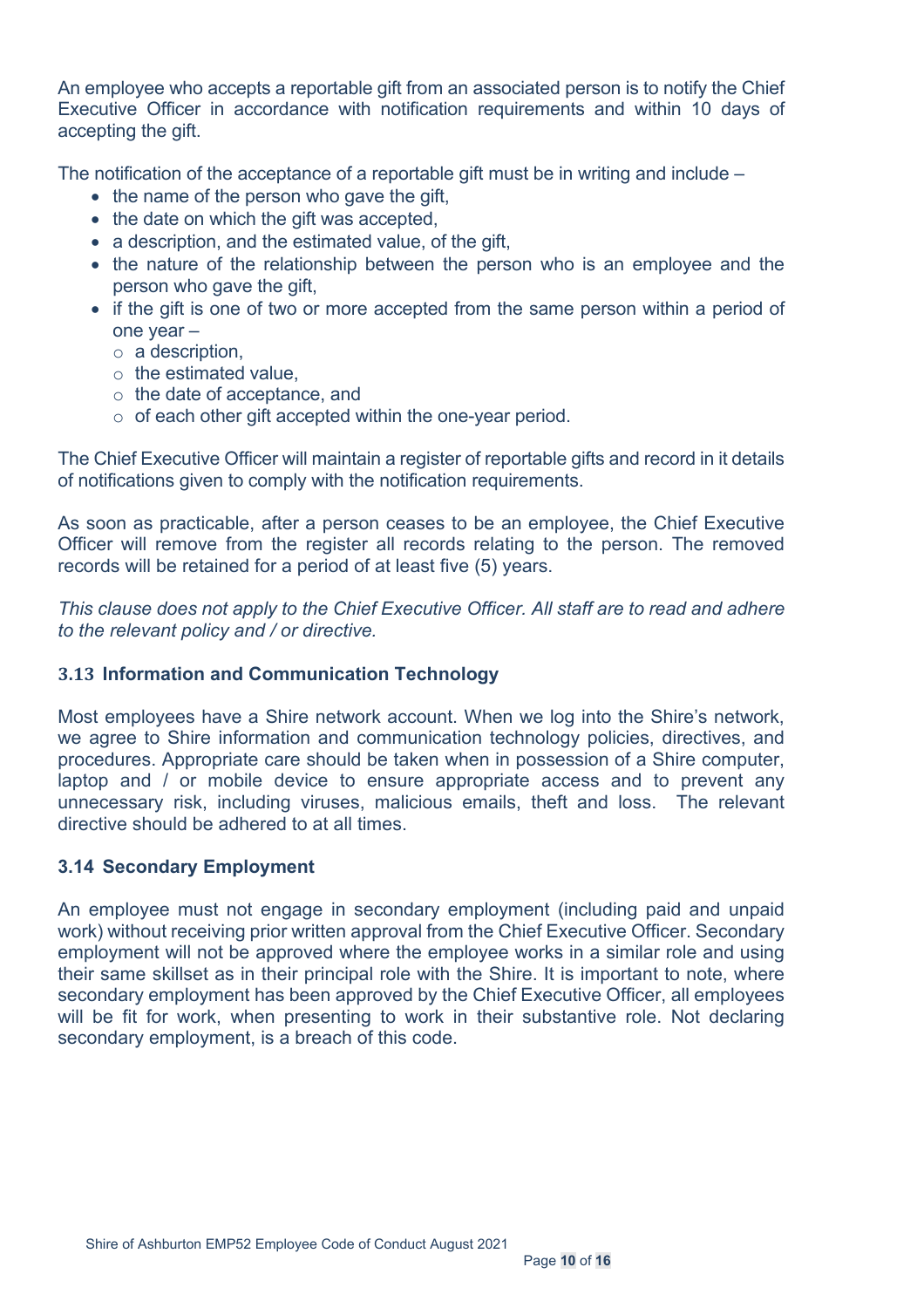An employee who accepts a reportable gift from an associated person is to notify the Chief Executive Officer in accordance with notification requirements and within 10 days of accepting the gift.

The notification of the acceptance of a reportable gift must be in writing and include –

- the name of the person who gave the gift,
- the date on which the gift was accepted,
- a description, and the estimated value, of the gift,
- the nature of the relationship between the person who is an employee and the person who gave the gift,
- if the gift is one of two or more accepted from the same person within a period of one year –
  - a description,
  - the estimated value,
  - the date of acceptance, and
  - of each other gift accepted within the one-year period.

The Chief Executive Officer will maintain a register of reportable gifts and record in it details of notifications given to comply with the notification requirements.

As soon as practicable, after a person ceases to be an employee, the Chief Executive Officer will remove from the register all records relating to the person. The removed records will be retained for a period of at least five (5) years.

*This clause does not apply to the Chief Executive Officer. All staff are to read and adhere to the relevant policy and / or directive.*

### 3.13 Information and Communication Technology

Most employees have a Shire network account. When we log into the Shire's network, we agree to Shire information and communication technology policies, directives, and procedures. Appropriate care should be taken when in possession of a Shire computer, laptop and / or mobile device to ensure appropriate access and to prevent any unnecessary risk, including viruses, malicious emails, theft and loss. The relevant directive should be adhered to at all times.

### 3.14 Secondary Employment

An employee must not engage in secondary employment (including paid and unpaid work) without receiving prior written approval from the Chief Executive Officer. Secondary employment will not be approved where the employee works in a similar role and using their same skillset as in their principal role with the Shire. It is important to note, where secondary employment has been approved by the Chief Executive Officer, all employees will be fit for work, when presenting to work in their substantive role. Not declaring secondary employment, is a breach of this code.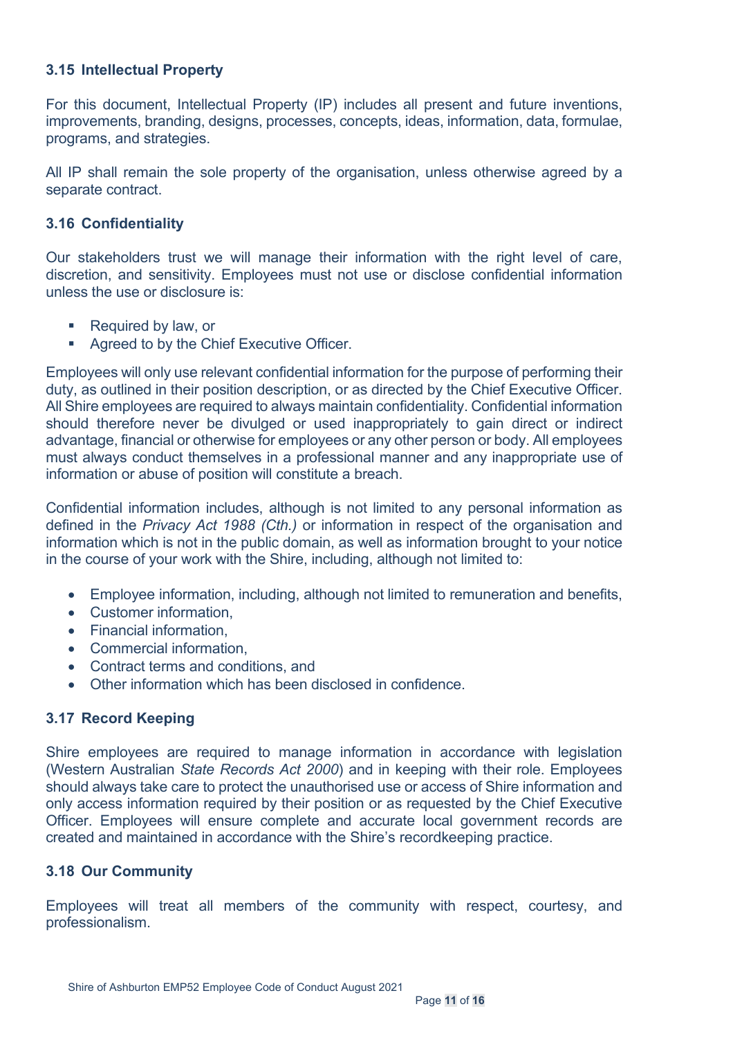### 3.15 Intellectual Property

For this document, Intellectual Property (IP) includes all present and future inventions, improvements, branding, designs, processes, concepts, ideas, information, data, formulae, programs, and strategies.

All IP shall remain the sole property of the organisation, unless otherwise agreed by a separate contract.

### 3.16 Confidentiality

Our stakeholders trust we will manage their information with the right level of care, discretion, and sensitivity. Employees must not use or disclose confidential information unless the use or disclosure is:

- Required by law, or
- Agreed to by the Chief Executive Officer.

Employees will only use relevant confidential information for the purpose of performing their duty, as outlined in their position description, or as directed by the Chief Executive Officer. All Shire employees are required to always maintain confidentiality. Confidential information should therefore never be divulged or used inappropriately to gain direct or indirect advantage, financial or otherwise for employees or any other person or body. All employees must always conduct themselves in a professional manner and any inappropriate use of information or abuse of position will constitute a breach.

Confidential information includes, although is not limited to any personal information as defined in the *Privacy Act 1988 (Cth.)* or information in respect of the organisation and information which is not in the public domain, as well as information brought to your notice in the course of your work with the Shire, including, although not limited to:

- Employee information, including, although not limited to remuneration and benefits,
- Customer information,
- Financial information,
- Commercial information,
- Contract terms and conditions, and
- Other information which has been disclosed in confidence.

### 3.17 Record Keeping

Shire employees are required to manage information in accordance with legislation (Western Australian *State Records Act 2000*) and in keeping with their role. Employees should always take care to protect the unauthorised use or access of Shire information and only access information required by their position or as requested by the Chief Executive Officer. Employees will ensure complete and accurate local government records are created and maintained in accordance with the Shire's recordkeeping practice.

### 3.18 Our Community

Employees will treat all members of the community with respect, courtesy, and professionalism.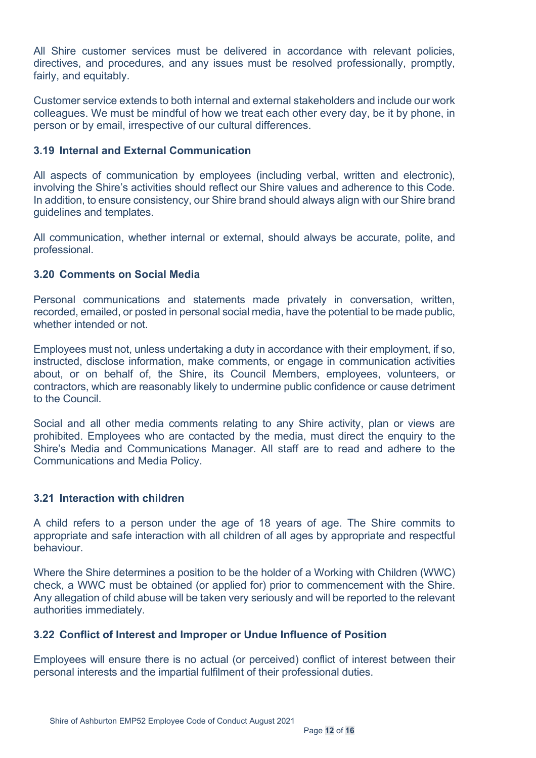All Shire customer services must be delivered in accordance with relevant policies, directives, and procedures, and any issues must be resolved professionally, promptly, fairly, and equitably.

Customer service extends to both internal and external stakeholders and include our work colleagues. We must be mindful of how we treat each other every day, be it by phone, in person or by email, irrespective of our cultural differences.

### 3.19 Internal and External Communication

All aspects of communication by employees (including verbal, written and electronic), involving the Shire's activities should reflect our Shire values and adherence to this Code. In addition, to ensure consistency, our Shire brand should always align with our Shire brand guidelines and templates.

All communication, whether internal or external, should always be accurate, polite, and professional.

### 3.20 Comments on Social Media

Personal communications and statements made privately in conversation, written, recorded, emailed, or posted in personal social media, have the potential to be made public, whether intended or not.

Employees must not, unless undertaking a duty in accordance with their employment, if so, instructed, disclose information, make comments, or engage in communication activities about, or on behalf of, the Shire, its Council Members, employees, volunteers, or contractors, which are reasonably likely to undermine public confidence or cause detriment to the Council.

Social and all other media comments relating to any Shire activity, plan or views are prohibited. Employees who are contacted by the media, must direct the enquiry to the Shire's Media and Communications Manager. All staff are to read and adhere to the Communications and Media Policy.

### 3.21 Interaction with children

A child refers to a person under the age of 18 years of age. The Shire commits to appropriate and safe interaction with all children of all ages by appropriate and respectful behaviour.

Where the Shire determines a position to be the holder of a Working with Children (WWC) check, a WWC must be obtained (or applied for) prior to commencement with the Shire. Any allegation of child abuse will be taken very seriously and will be reported to the relevant authorities immediately.

### 3.22 Conflict of Interest and Improper or Undue Influence of Position

Employees will ensure there is no actual (or perceived) conflict of interest between their personal interests and the impartial fulfilment of their professional duties.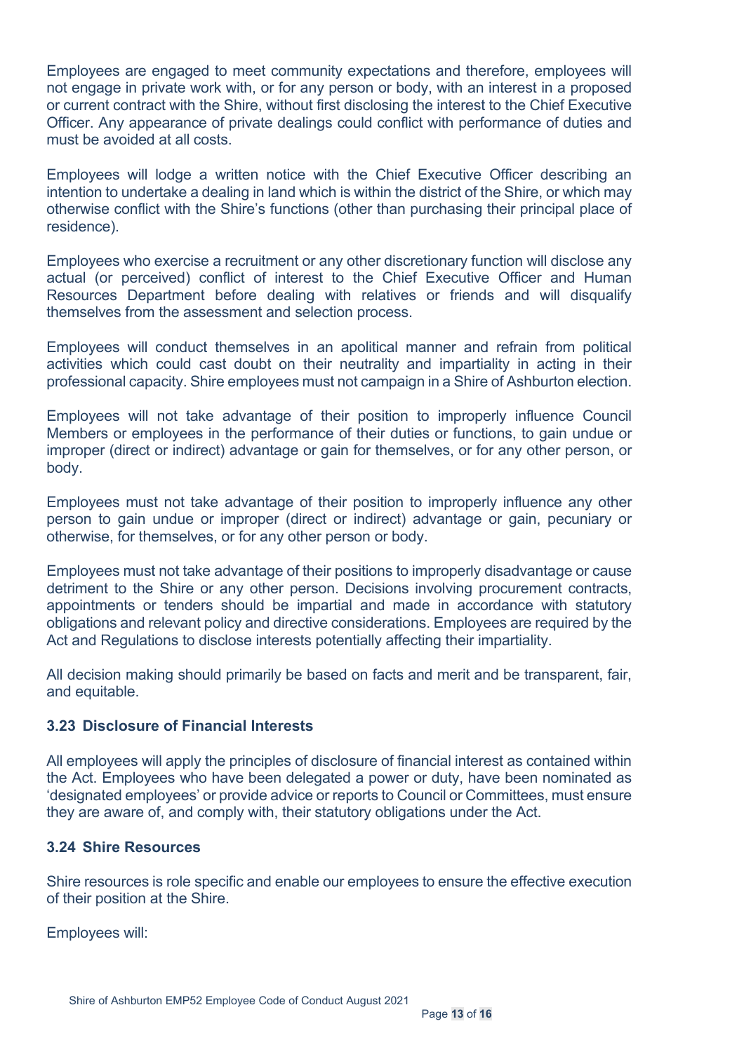Employees are engaged to meet community expectations and therefore, employees will not engage in private work with, or for any person or body, with an interest in a proposed or current contract with the Shire, without first disclosing the interest to the Chief Executive Officer. Any appearance of private dealings could conflict with performance of duties and must be avoided at all costs.

Employees will lodge a written notice with the Chief Executive Officer describing an intention to undertake a dealing in land which is within the district of the Shire, or which may otherwise conflict with the Shire's functions (other than purchasing their principal place of residence).

Employees who exercise a recruitment or any other discretionary function will disclose any actual (or perceived) conflict of interest to the Chief Executive Officer and Human Resources Department before dealing with relatives or friends and will disqualify themselves from the assessment and selection process.

Employees will conduct themselves in an apolitical manner and refrain from political activities which could cast doubt on their neutrality and impartiality in acting in their professional capacity. Shire employees must not campaign in a Shire of Ashburton election.

Employees will not take advantage of their position to improperly influence Council Members or employees in the performance of their duties or functions, to gain undue or improper (direct or indirect) advantage or gain for themselves, or for any other person, or body.

Employees must not take advantage of their position to improperly influence any other person to gain undue or improper (direct or indirect) advantage or gain, pecuniary or otherwise, for themselves, or for any other person or body.

Employees must not take advantage of their positions to improperly disadvantage or cause detriment to the Shire or any other person. Decisions involving procurement contracts, appointments or tenders should be impartial and made in accordance with statutory obligations and relevant policy and directive considerations. Employees are required by the Act and Regulations to disclose interests potentially affecting their impartiality.

All decision making should primarily be based on facts and merit and be transparent, fair, and equitable.

### 3.23 Disclosure of Financial Interests

All employees will apply the principles of disclosure of financial interest as contained within the Act. Employees who have been delegated a power or duty, have been nominated as 'designated employees' or provide advice or reports to Council or Committees, must ensure they are aware of, and comply with, their statutory obligations under the Act.

### 3.24 Shire Resources

Shire resources is role specific and enable our employees to ensure the effective execution of their position at the Shire.

Employees will: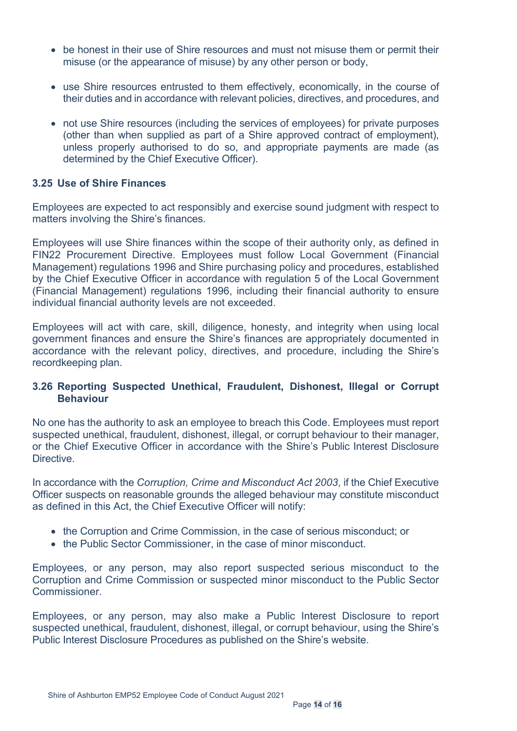- be honest in their use of Shire resources and must not misuse them or permit their misuse (or the appearance of misuse) by any other person or body,

- use Shire resources entrusted to them effectively, economically, in the course of their duties and in accordance with relevant policies, directives, and procedures, and

- not use Shire resources (including the services of employees) for private purposes (other than when supplied as part of a Shire approved contract of employment), unless properly authorised to do so, and appropriate payments are made (as determined by the Chief Executive Officer).

### 3.25 Use of Shire Finances

Employees are expected to act responsibly and exercise sound judgment with respect to matters involving the Shire's finances.

Employees will use Shire finances within the scope of their authority only, as defined in FIN22 Procurement Directive. Employees must follow Local Government (Financial Management) regulations 1996 and Shire purchasing policy and procedures, established by the Chief Executive Officer in accordance with regulation 5 of the Local Government (Financial Management) regulations 1996, including their financial authority to ensure individual financial authority levels are not exceeded.

Employees will act with care, skill, diligence, honesty, and integrity when using local government finances and ensure the Shire's finances are appropriately documented in accordance with the relevant policy, directives, and procedure, including the Shire's recordkeeping plan.

### 3.26 Reporting Suspected Unethical, Fraudulent, Dishonest, Illegal or Corrupt Behaviour

No one has the authority to ask an employee to breach this Code. Employees must report suspected unethical, fraudulent, dishonest, illegal, or corrupt behaviour to their manager, or the Chief Executive Officer in accordance with the Shire's Public Interest Disclosure Directive.

In accordance with the *Corruption, Crime and Misconduct Act 2003*, if the Chief Executive Officer suspects on reasonable grounds the alleged behaviour may constitute misconduct as defined in this Act, the Chief Executive Officer will notify:

- the Corruption and Crime Commission, in the case of serious misconduct; or
- the Public Sector Commissioner, in the case of minor misconduct.

Employees, or any person, may also report suspected serious misconduct to the Corruption and Crime Commission or suspected minor misconduct to the Public Sector Commissioner.

Employees, or any person, may also make a Public Interest Disclosure to report suspected unethical, fraudulent, dishonest, illegal, or corrupt behaviour, using the Shire's Public Interest Disclosure Procedures as published on the Shire's website.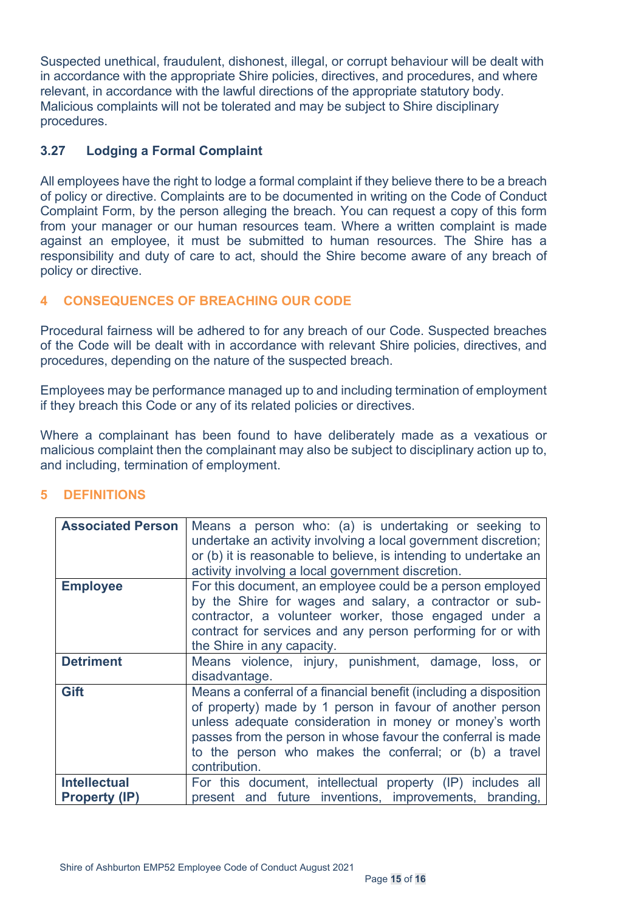Suspected unethical, fraudulent, dishonest, illegal, or corrupt behaviour will be dealt with in accordance with the appropriate Shire policies, directives, and procedures, and where relevant, in accordance with the lawful directions of the appropriate statutory body. Malicious complaints will not be tolerated and may be subject to Shire disciplinary procedures.

### 3.27 Lodging a Formal Complaint

All employees have the right to lodge a formal complaint if they believe there to be a breach of policy or directive. Complaints are to be documented in writing on the Code of Conduct Complaint Form, by the person alleging the breach. You can request a copy of this form from your manager or our human resources team. Where a written complaint is made against an employee, it must be submitted to human resources. The Shire has a responsibility and duty of care to act, should the Shire become aware of any breach of policy or directive.

## 4 CONSEQUENCES OF BREACHING OUR CODE

Procedural fairness will be adhered to for any breach of our Code. Suspected breaches of the Code will be dealt with in accordance with relevant Shire policies, directives, and procedures, depending on the nature of the suspected breach.

Employees may be performance managed up to and including termination of employment if they breach this Code or any of its related policies or directives.

Where a complainant has been found to have deliberately made as a vexatious or malicious complaint then the complainant may also be subject to disciplinary action up to, and including, termination of employment.

## 5 DEFINITIONS

| | |
|---|---|
| **Associated Person** | Means a person who: (a) is undertaking or seeking to undertake an activity involving a local government discretion; or (b) it is reasonable to believe, is intending to undertake an activity involving a local government discretion. |
| **Employee** | For this document, an employee could be a person employed by the Shire for wages and salary, a contractor or sub-contractor, a volunteer worker, those engaged under a contract for services and any person performing for or with the Shire in any capacity. |
| **Detriment** | Means violence, injury, punishment, damage, loss, or disadvantage. |
| **Gift** | Means a conferral of a financial benefit (including a disposition of property) made by 1 person in favour of another person unless adequate consideration in money or money's worth passes from the person in whose favour the conferral is made to the person who makes the conferral; or (b) a travel contribution. |
| **Intellectual Property (IP)** | For this document, intellectual property (IP) includes all present and future inventions, improvements, branding, |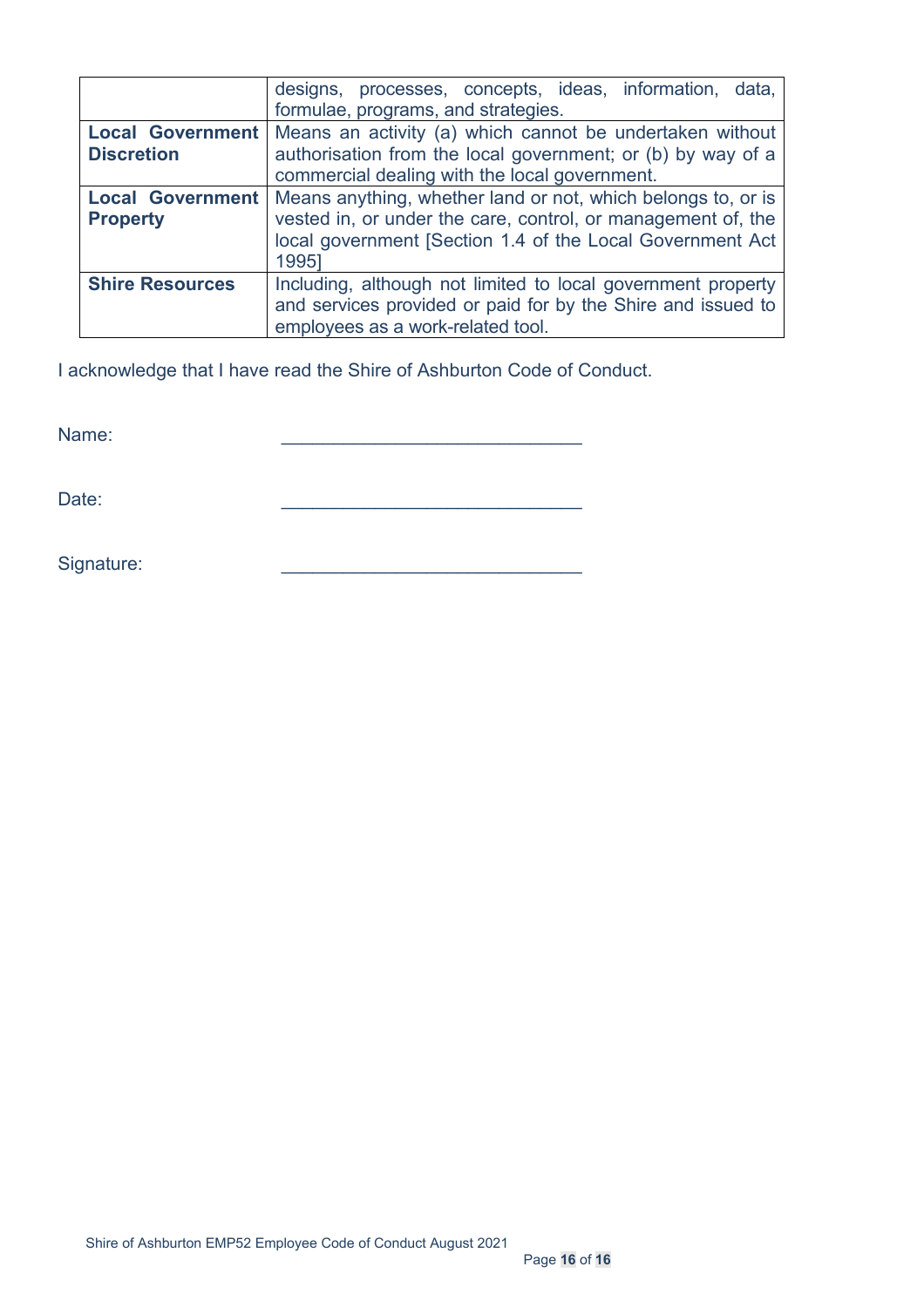| | |
|---|---|
| | designs, processes, concepts, ideas, information, data, formulae, programs, and strategies. |
| **Local Government Discretion** | Means an activity (a) which cannot be undertaken without authorisation from the local government; or (b) by way of a commercial dealing with the local government. |
| **Local Government Property** | Means anything, whether land or not, which belongs to, or is vested in, or under the care, control, or management of, the local government [Section 1.4 of the Local Government Act 1995] |
| **Shire Resources** | Including, although not limited to local government property and services provided or paid for by the Shire and issued to employees as a work-related tool. |

I acknowledge that I have read the Shire of Ashburton Code of Conduct.

Name: ____________________________

Date: ____________________________

Signature: ____________________________